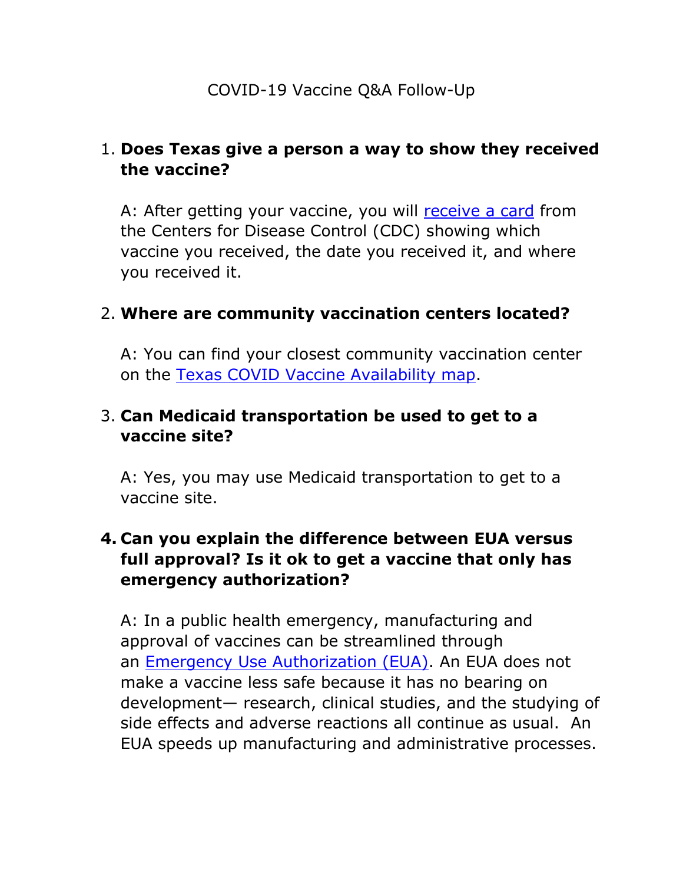# COVID-19 Vaccine Q&A Follow-Up

1. **Does Texas give a person a way to show they received the vaccine?**

   A: After getting your vaccine, you will receive a card from the Centers for Disease Control (CDC) showing which vaccine you received, the date you received it, and where you received it.

2. **Where are community vaccination centers located?**

   A: You can find your closest community vaccination center on the Texas COVID Vaccine Availability map.

3. **Can Medicaid transportation be used to get to a vaccine site?**

   A: Yes, you may use Medicaid transportation to get to a vaccine site.

4. **Can you explain the difference between EUA versus full approval? Is it ok to get a vaccine that only has emergency authorization?**

   A: In a public health emergency, manufacturing and approval of vaccines can be streamlined through an Emergency Use Authorization (EUA). An EUA does not make a vaccine less safe because it has no bearing on development— research, clinical studies, and the studying of side effects and adverse reactions all continue as usual. An EUA speeds up manufacturing and administrative processes.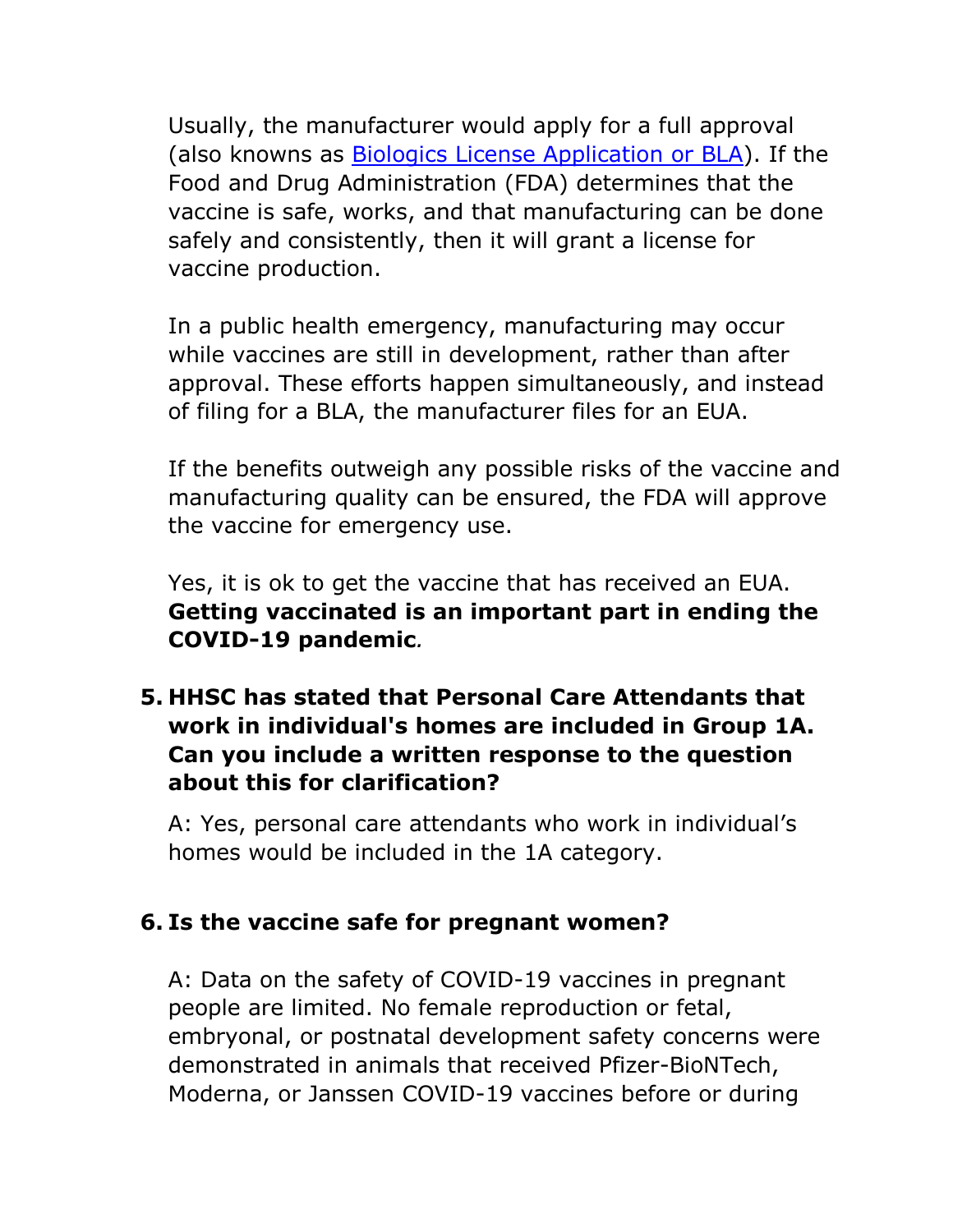Usually, the manufacturer would apply for a full approval (also knowns as [Biologics License Application or BLA]). If the Food and Drug Administration (FDA) determines that the vaccine is safe, works, and that manufacturing can be done safely and consistently, then it will grant a license for vaccine production.

In a public health emergency, manufacturing may occur while vaccines are still in development, rather than after approval. These efforts happen simultaneously, and instead of filing for a BLA, the manufacturer files for an EUA.

If the benefits outweigh any possible risks of the vaccine and manufacturing quality can be ensured, the FDA will approve the vaccine for emergency use.

Yes, it is ok to get the vaccine that has received an EUA. **Getting vaccinated is an important part in ending the COVID-19 pandemic***.*

5. **HHSC has stated that Personal Care Attendants that work in individual's homes are included in Group 1A. Can you include a written response to the question about this for clarification?**

   A: Yes, personal care attendants who work in individual's homes would be included in the 1A category.

6. **Is the vaccine safe for pregnant women?**

   A: Data on the safety of COVID-19 vaccines in pregnant people are limited. No female reproduction or fetal, embryonal, or postnatal development safety concerns were demonstrated in animals that received Pfizer-BioNTech, Moderna, or Janssen COVID-19 vaccines before or during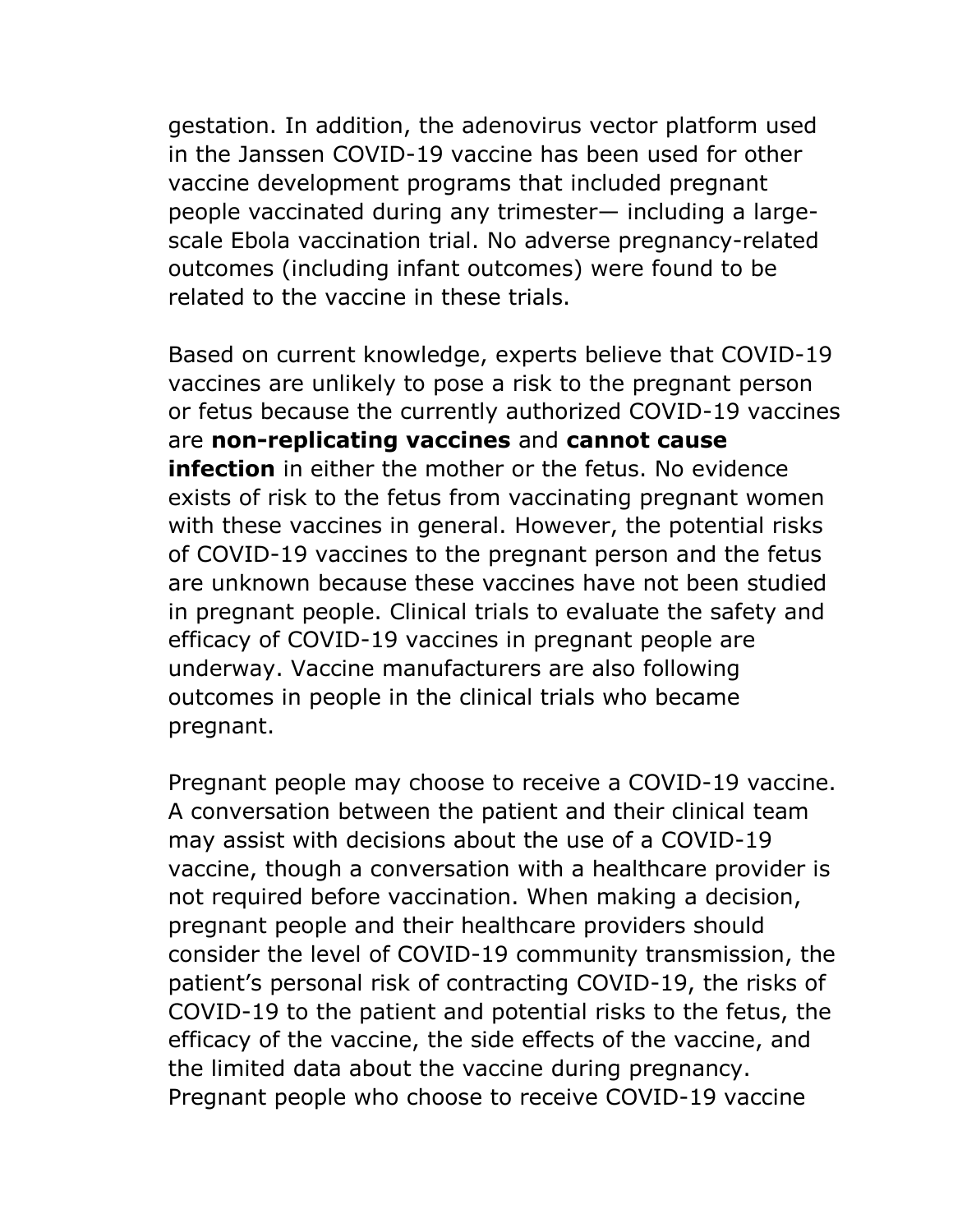gestation. In addition, the adenovirus vector platform used in the Janssen COVID-19 vaccine has been used for other vaccine development programs that included pregnant people vaccinated during any trimester— including a large-scale Ebola vaccination trial. No adverse pregnancy-related outcomes (including infant outcomes) were found to be related to the vaccine in these trials.

Based on current knowledge, experts believe that COVID-19 vaccines are unlikely to pose a risk to the pregnant person or fetus because the currently authorized COVID-19 vaccines are **non-replicating vaccines** and **cannot cause infection** in either the mother or the fetus. No evidence exists of risk to the fetus from vaccinating pregnant women with these vaccines in general. However, the potential risks of COVID-19 vaccines to the pregnant person and the fetus are unknown because these vaccines have not been studied in pregnant people. Clinical trials to evaluate the safety and efficacy of COVID-19 vaccines in pregnant people are underway. Vaccine manufacturers are also following outcomes in people in the clinical trials who became pregnant.

Pregnant people may choose to receive a COVID-19 vaccine. A conversation between the patient and their clinical team may assist with decisions about the use of a COVID-19 vaccine, though a conversation with a healthcare provider is not required before vaccination. When making a decision, pregnant people and their healthcare providers should consider the level of COVID-19 community transmission, the patient's personal risk of contracting COVID-19, the risks of COVID-19 to the patient and potential risks to the fetus, the efficacy of the vaccine, the side effects of the vaccine, and the limited data about the vaccine during pregnancy. Pregnant people who choose to receive COVID-19 vaccine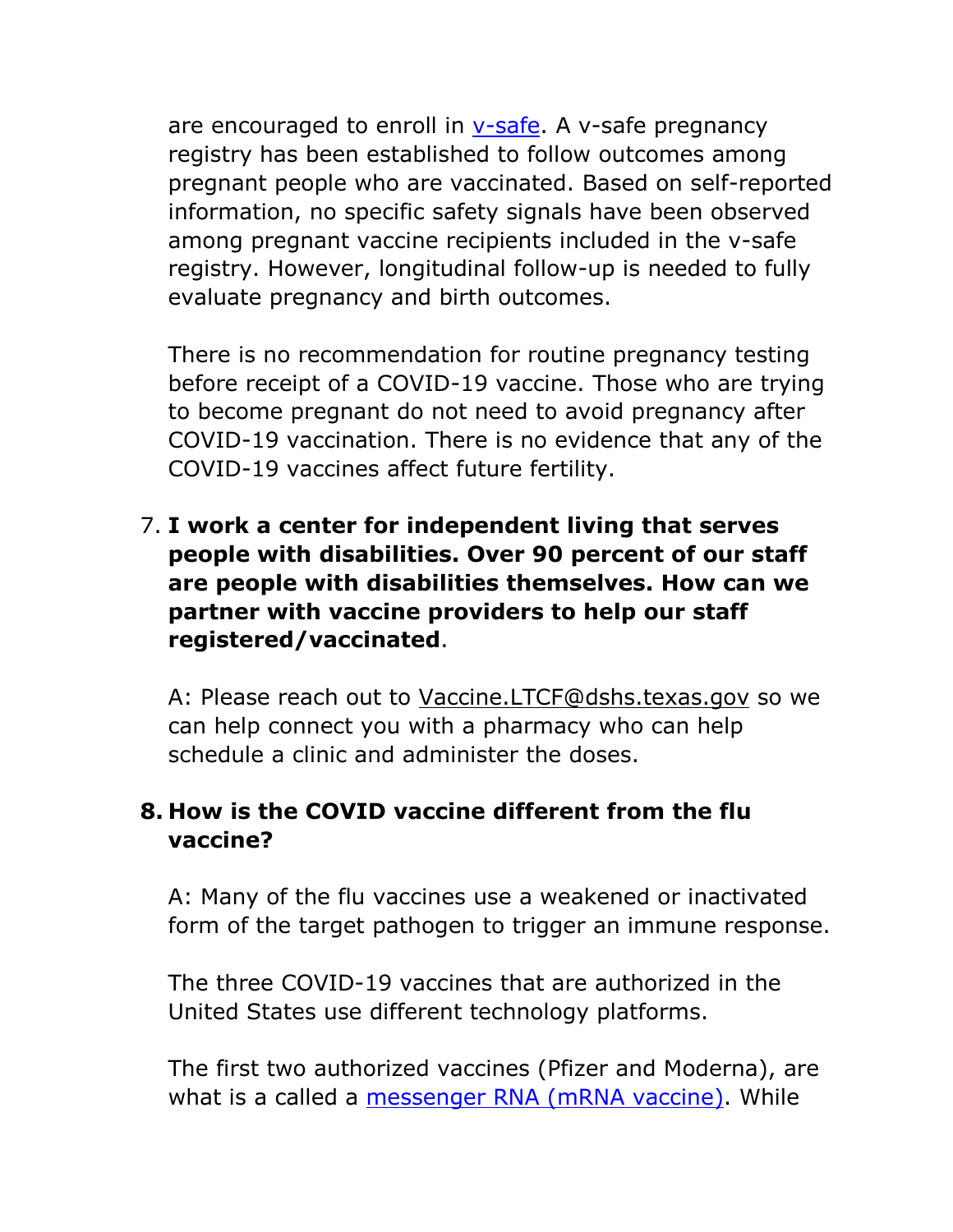are encouraged to enroll in [v-safe](). A v-safe pregnancy registry has been established to follow outcomes among pregnant people who are vaccinated. Based on self-reported information, no specific safety signals have been observed among pregnant vaccine recipients included in the v-safe registry. However, longitudinal follow-up is needed to fully evaluate pregnancy and birth outcomes.

There is no recommendation for routine pregnancy testing before receipt of a COVID-19 vaccine. Those who are trying to become pregnant do not need to avoid pregnancy after COVID-19 vaccination. There is no evidence that any of the COVID-19 vaccines affect future fertility.

7. **I work a center for independent living that serves people with disabilities. Over 90 percent of our staff are people with disabilities themselves. How can we partner with vaccine providers to help our staff registered/vaccinated**.

   A: Please reach out to Vaccine.LTCF@dshs.texas.gov so we can help connect you with a pharmacy who can help schedule a clinic and administer the doses.

8. **How is the COVID vaccine different from the flu vaccine?**

   A: Many of the flu vaccines use a weakened or inactivated form of the target pathogen to trigger an immune response.

   The three COVID-19 vaccines that are authorized in the United States use different technology platforms.

   The first two authorized vaccines (Pfizer and Moderna), are what is a called a messenger RNA (mRNA vaccine). While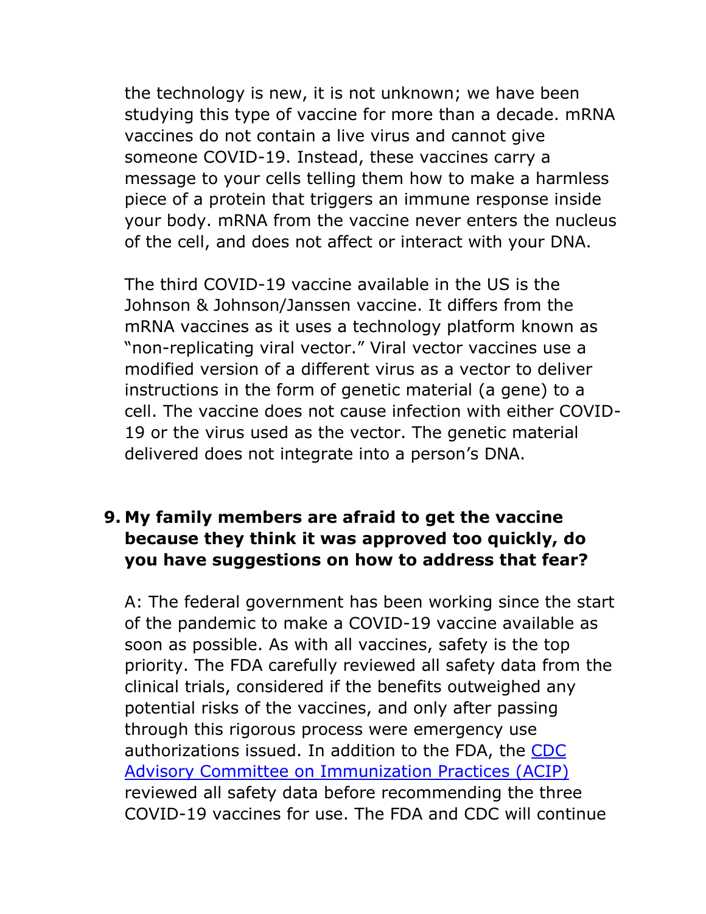the technology is new, it is not unknown; we have been studying this type of vaccine for more than a decade. mRNA vaccines do not contain a live virus and cannot give someone COVID-19. Instead, these vaccines carry a message to your cells telling them how to make a harmless piece of a protein that triggers an immune response inside your body. mRNA from the vaccine never enters the nucleus of the cell, and does not affect or interact with your DNA.

The third COVID-19 vaccine available in the US is the Johnson & Johnson/Janssen vaccine. It differs from the mRNA vaccines as it uses a technology platform known as "non-replicating viral vector." Viral vector vaccines use a modified version of a different virus as a vector to deliver instructions in the form of genetic material (a gene) to a cell. The vaccine does not cause infection with either COVID-19 or the virus used as the vector. The genetic material delivered does not integrate into a person's DNA.

9. **My family members are afraid to get the vaccine because they think it was approved too quickly, do you have suggestions on how to address that fear?**

   A: The federal government has been working since the start of the pandemic to make a COVID-19 vaccine available as soon as possible. As with all vaccines, safety is the top priority. The FDA carefully reviewed all safety data from the clinical trials, considered if the benefits outweighed any potential risks of the vaccines, and only after passing through this rigorous process were emergency use authorizations issued. In addition to the FDA, the CDC Advisory Committee on Immunization Practices (ACIP) reviewed all safety data before recommending the three COVID-19 vaccines for use. The FDA and CDC will continue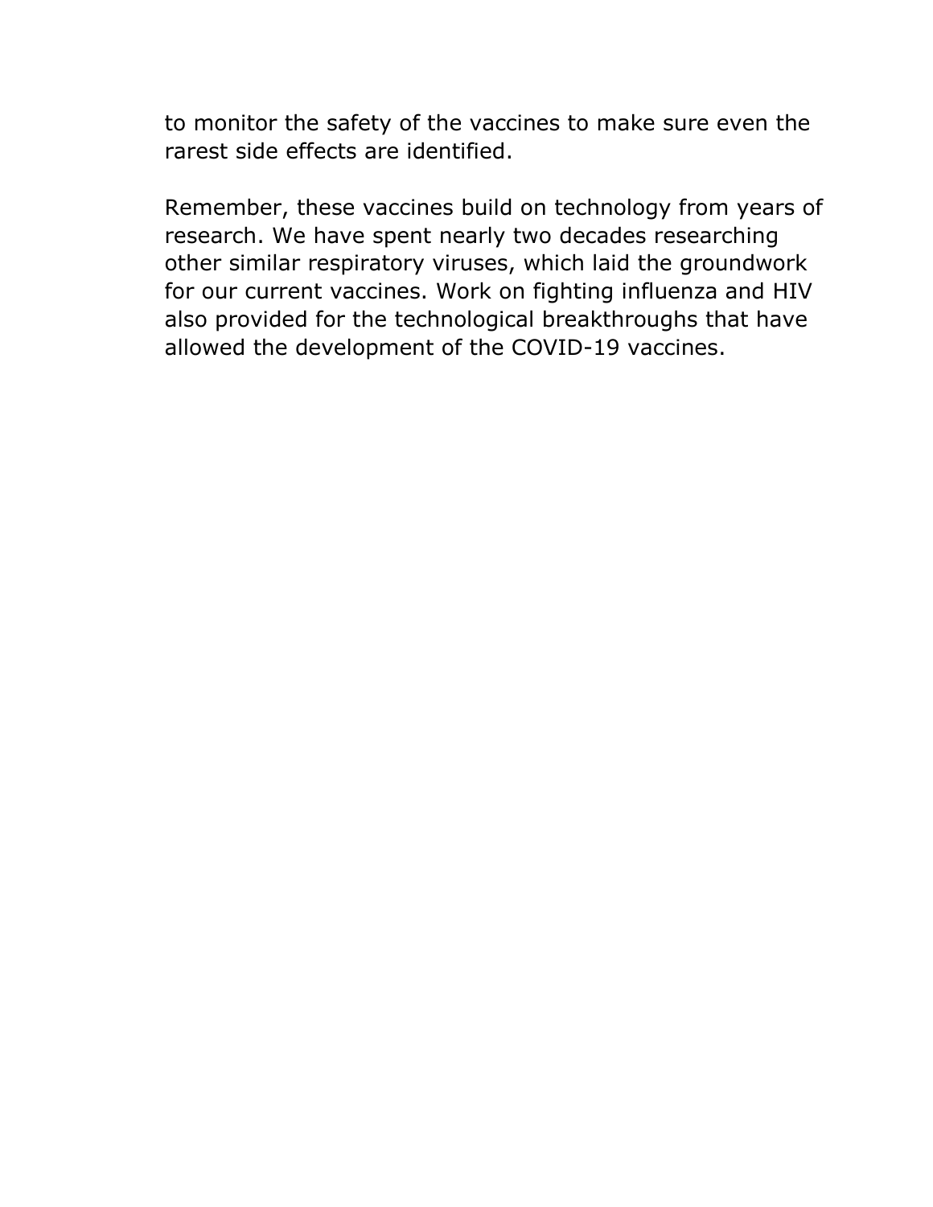to monitor the safety of the vaccines to make sure even the rarest side effects are identified.

Remember, these vaccines build on technology from years of research. We have spent nearly two decades researching other similar respiratory viruses, which laid the groundwork for our current vaccines. Work on fighting influenza and HIV also provided for the technological breakthroughs that have allowed the development of the COVID-19 vaccines.